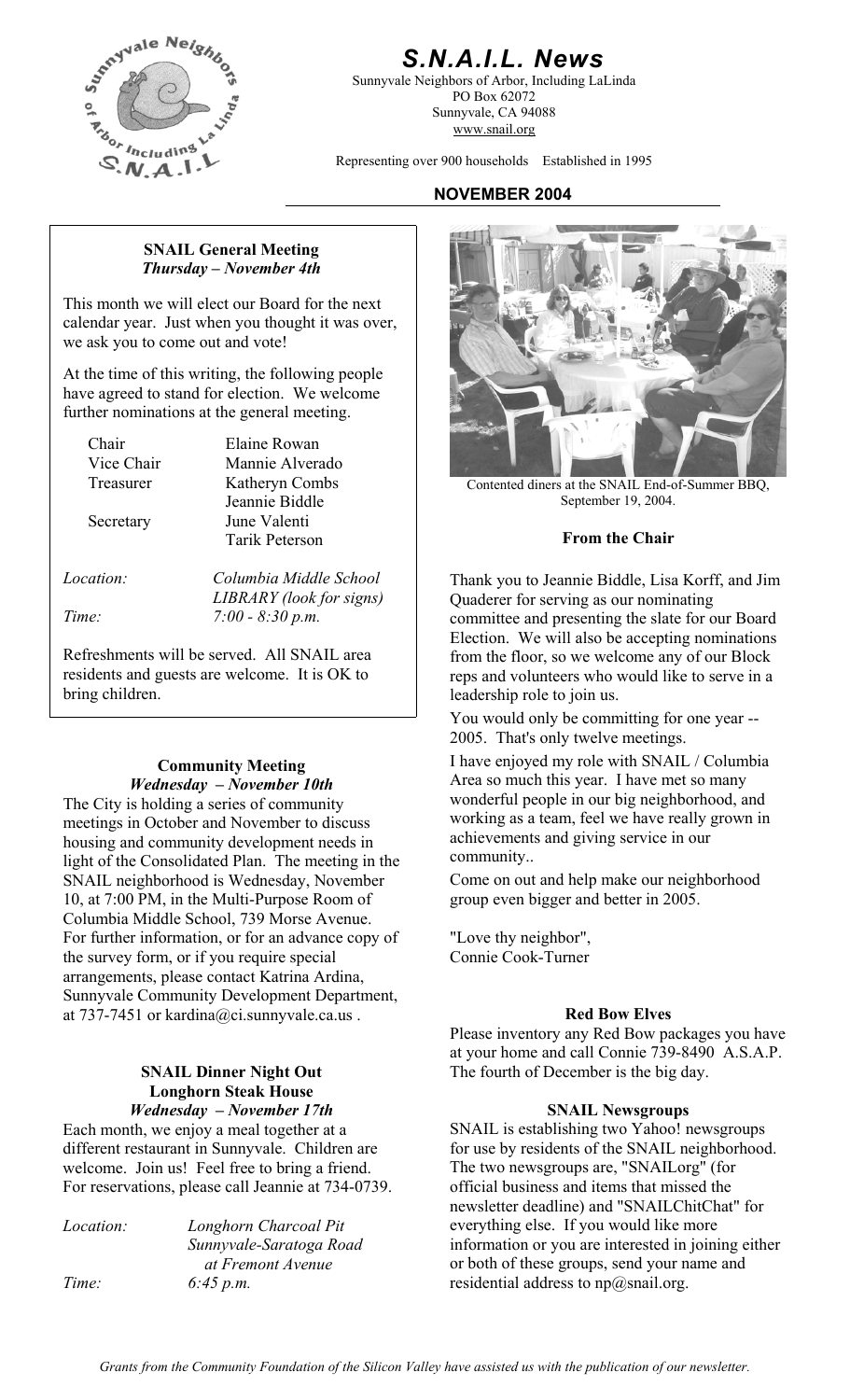# S.N.A.I.L. News

Sunnyvale Neighbors of Arbor, Including LaLinda
PO Box 62072
Sunnyvale, CA 94088
www.snail.org

Representing over 900 households    Established in 1995

**NOVEMBER 2004**

## SNAIL General Meeting
***Thursday – November 4th***

This month we will elect our Board for the next calendar year. Just when you thought it was over, we ask you to come out and vote!

At the time of this writing, the following people have agreed to stand for election. We welcome further nominations at the general meeting.

| | |
|---|---|
| Chair | Elaine Rowan |
| Vice Chair | Mannie Alverado |
| Treasurer | Katheryn Combs |
| | Jeannie Biddle |
| Secretary | June Valenti |
| | Tarik Peterson |

*Location:* *Columbia Middle School LIBRARY (look for signs)*
*Time:* *7:00 - 8:30 p.m.*

Refreshments will be served. All SNAIL area residents and guests are welcome. It is OK to bring children.

## Community Meeting
***Wednesday – November 10th***

The City is holding a series of community meetings in October and November to discuss housing and community development needs in light of the Consolidated Plan. The meeting in the SNAIL neighborhood is Wednesday, November 10, at 7:00 PM, in the Multi-Purpose Room of Columbia Middle School, 739 Morse Avenue. For further information, or for an advance copy of the survey form, or if you require special arrangements, please contact Katrina Ardina, Sunnyvale Community Development Department, at 737-7451 or kardina@ci.sunnyvale.ca.us .

## SNAIL Dinner Night Out
## Longhorn Steak House
***Wednesday – November 17th***

Each month, we enjoy a meal together at a different restaurant in Sunnyvale. Children are welcome. Join us! Feel free to bring a friend. For reservations, please call Jeannie at 734-0739.

*Location:* *Longhorn Charcoal Pit, Sunnyvale-Saratoga Road at Fremont Avenue*
*Time:* *6:45 p.m.*

Contented diners at the SNAIL End-of-Summer BBQ, September 19, 2004.

## From the Chair

Thank you to Jeannie Biddle, Lisa Korff, and Jim Quaderer for serving as our nominating committee and presenting the slate for our Board Election. We will also be accepting nominations from the floor, so we welcome any of our Block reps and volunteers who would like to serve in a leadership role to join us.

You would only be committing for one year -- 2005. That's only twelve meetings.

I have enjoyed my role with SNAIL / Columbia Area so much this year. I have met so many wonderful people in our big neighborhood, and working as a team, feel we have really grown in achievements and giving service in our community..

Come on out and help make our neighborhood group even bigger and better in 2005.

"Love thy neighbor",
Connie Cook-Turner

## Red Bow Elves

Please inventory any Red Bow packages you have at your home and call Connie 739-8490 A.S.A.P. The fourth of December is the big day.

## SNAIL Newsgroups

SNAIL is establishing two Yahoo! newsgroups for use by residents of the SNAIL neighborhood. The two newsgroups are, "SNAILorg" (for official business and items that missed the newsletter deadline) and "SNAILChitChat" for everything else. If you would like more information or you are interested in joining either or both of these groups, send your name and residential address to np@snail.org.

*Grants from the Community Foundation of the Silicon Valley have assisted us with the publication of our newsletter.*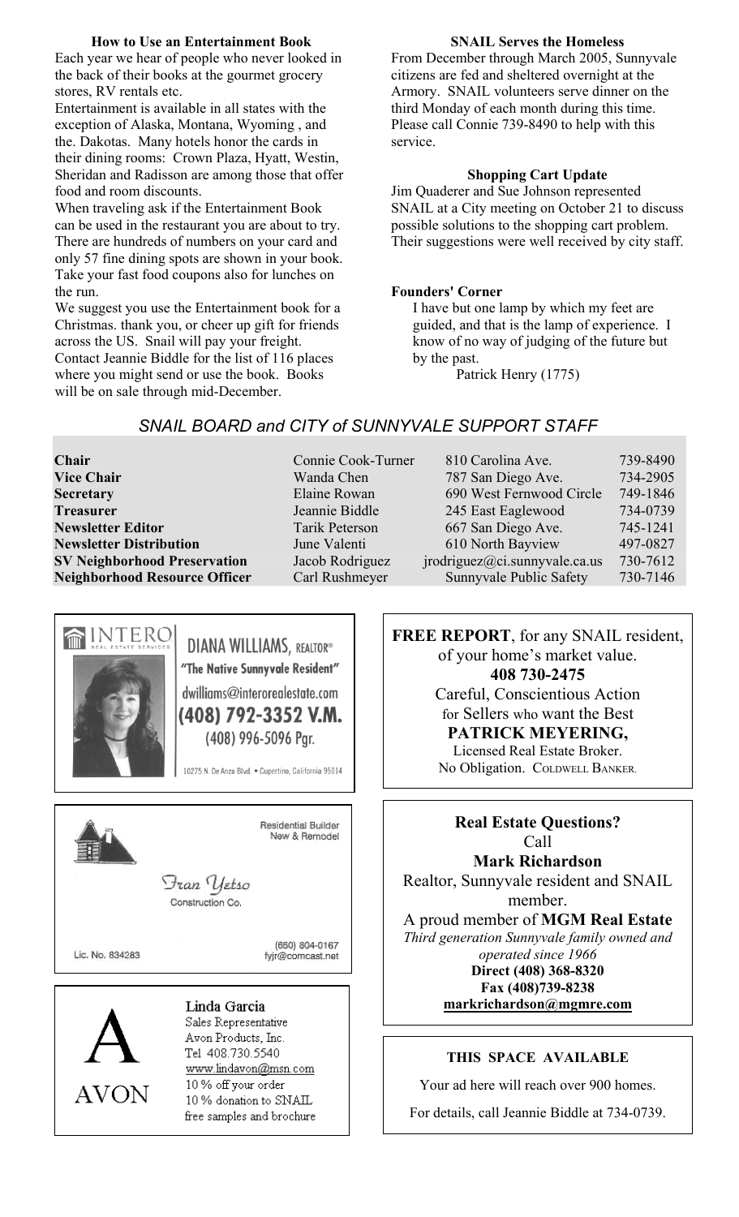### How to Use an Entertainment Book

Each year we hear of people who never looked in the back of their books at the gourmet grocery stores, RV rentals etc.

Entertainment is available in all states with the exception of Alaska, Montana, Wyoming , and the. Dakotas. Many hotels honor the cards in their dining rooms: Crown Plaza, Hyatt, Westin, Sheridan and Radisson are among those that offer food and room discounts.

When traveling ask if the Entertainment Book can be used in the restaurant you are about to try. There are hundreds of numbers on your card and only 57 fine dining spots are shown in your book. Take your fast food coupons also for lunches on the run.

We suggest you use the Entertainment book for a Christmas. thank you, or cheer up gift for friends across the US. Snail will pay your freight. Contact Jeannie Biddle for the list of 116 places where you might send or use the book. Books will be on sale through mid-December.

### SNAIL Serves the Homeless

From December through March 2005, Sunnyvale citizens are fed and sheltered overnight at the Armory. SNAIL volunteers serve dinner on the third Monday of each month during this time. Please call Connie 739-8490 to help with this service.

### Shopping Cart Update

Jim Quaderer and Sue Johnson represented SNAIL at a City meeting on October 21 to discuss possible solutions to the shopping cart problem. Their suggestions were well received by city staff.

### Founders' Corner

I have but one lamp by which my feet are guided, and that is the lamp of experience. I know of no way of judging of the future but by the past.

Patrick Henry (1775)

## *SNAIL BOARD and CITY of SUNNYVALE SUPPORT STAFF*

| | | | |
|---|---|---|---|
| **Chair** | Connie Cook-Turner | 810 Carolina Ave. | 739-8490 |
| **Vice Chair** | Wanda Chen | 787 San Diego Ave. | 734-2905 |
| **Secretary** | Elaine Rowan | 690 West Fernwood Circle | 749-1846 |
| **Treasurer** | Jeannie Biddle | 245 East Eaglewood | 734-0739 |
| **Newsletter Editor** | Tarik Peterson | 667 San Diego Ave. | 745-1241 |
| **Newsletter Distribution** | June Valenti | 610 North Bayview | 497-0827 |
| **SV Neighborhood Preservation** | Jacob Rodriguez | jrodriguez@ci.sunnyvale.ca.us | 730-7612 |
| **Neighborhood Resource Officer** | Carl Rushmeyer | Sunnyvale Public Safety | 730-7146 |

INTERO REAL ESTATE SERVICES

DIANA WILLIAMS, REALTOR®

"The Native Sunnyvale Resident"

dwilliams@interorealestate.com

(408) 792-3352 V.M.

(408) 996-5096 Pgr.

10275 N. De Anza Blvd. • Cupertino, California 95014

**FREE REPORT**, for any SNAIL resident, of your home's market value.

**408 730-2475**

Careful, Conscientious Action for Sellers who want the Best

**PATRICK MEYERING,**

Licensed Real Estate Broker.

No Obligation. COLDWELL BANKER.

Residential Builder
New & Remodel

Fran Yetso
Construction Co.

Lic. No. 834283

(650) 804-0167
fyjr@comcast.net

**Real Estate Questions?**

Call

**Mark Richardson**

Realtor, Sunnyvale resident and SNAIL member.

A proud member of **MGM Real Estate**

*Third generation Sunnyvale family owned and operated since 1966*

**Direct (408) 368-8320**

**Fax (408)739-8238**

**markrichardson@mgmre.com**

AVON

Linda Garcia
Sales Representative
Avon Products, Inc.
Tel 408.730.5540
www.lindavon@msn.com
10 % off your order
10 % donation to SNAIL
free samples and brochure

**THIS SPACE AVAILABLE**

Your ad here will reach over 900 homes.

For details, call Jeannie Biddle at 734-0739.